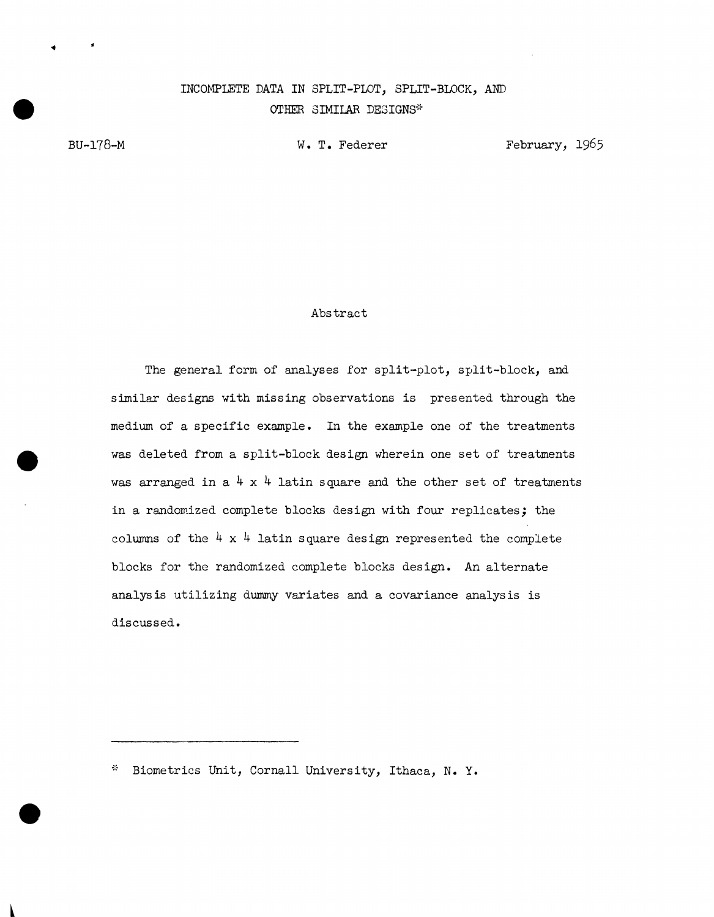# INCOMPLETE DATA IN SPLIT-PLOT, SPLIT-BLOCK, AND OTHER SIMILAR DESIGNS*

BU-178-M

W. T. Federer

February, 1965

## Abstract

The general form of analyses for split-plot, split-block, and similar designs with missing observations is presented through the medium of a specific example. In the example one of the treatments was deleted from a split-block design wherein one set of treatments was arranged in a 4 x 4 latin square and the other set of treatments in a randomized complete blocks design with four replicates; the columns of the 4 x 4 latin square design represented the complete blocks for the randomized complete blocks design. An alternate analysis utilizing dummy variates and a covariance analysis is discussed.

---

\* Biometrics Unit, Cornall University, Ithaca, N. Y.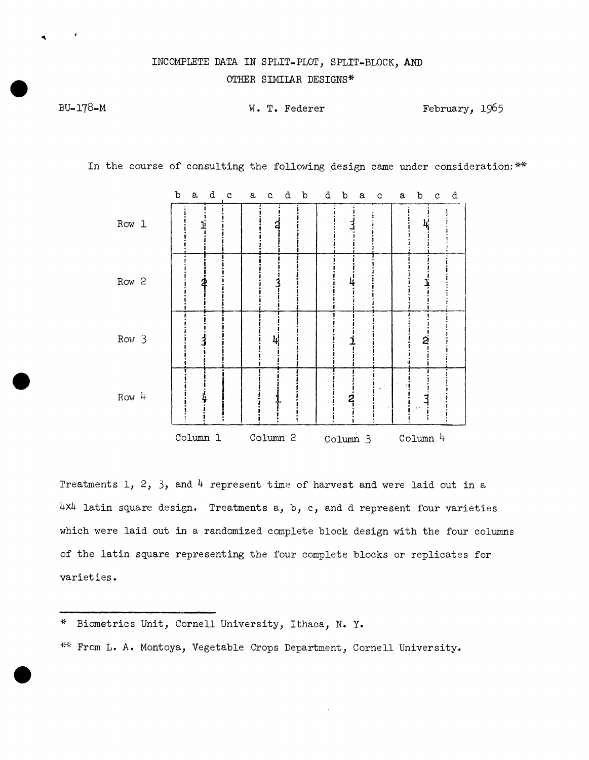# INCOMPLETE DATA IN SPLIT-PLOT, SPLIT-BLOCK, AND OTHER SIMILAR DESIGNS*

BU-178-M | W. T. Federer | February, 1965

In the course of consulting the following design came under consideration:**

| | Column 1 (b a d c) | Column 2 (a c d b) | Column 3 (d b a c) | Column 4 (a b c d) |
|---|---|---|---|---|
| Row 1 | 1 | 2 | 3 | 4 |
| Row 2 | 2 | 3 | 4 | 1 |
| Row 3 | 3 | 4 | 1 | 2 |
| Row 4 | 4 | 1 | 2 | 3 |

Treatments 1, 2, 3, and 4 represent time of harvest and were laid out in a 4x4 latin square design. Treatments a, b, c, and d represent four varieties which were laid out in a randomized complete block design with the four columns of the latin square representing the four complete blocks or replicates for varieties.

---

\* Biometrics Unit, Cornell University, Ithaca, N. Y.

\*\* From L. A. Montoya, Vegetable Crops Department, Cornell University.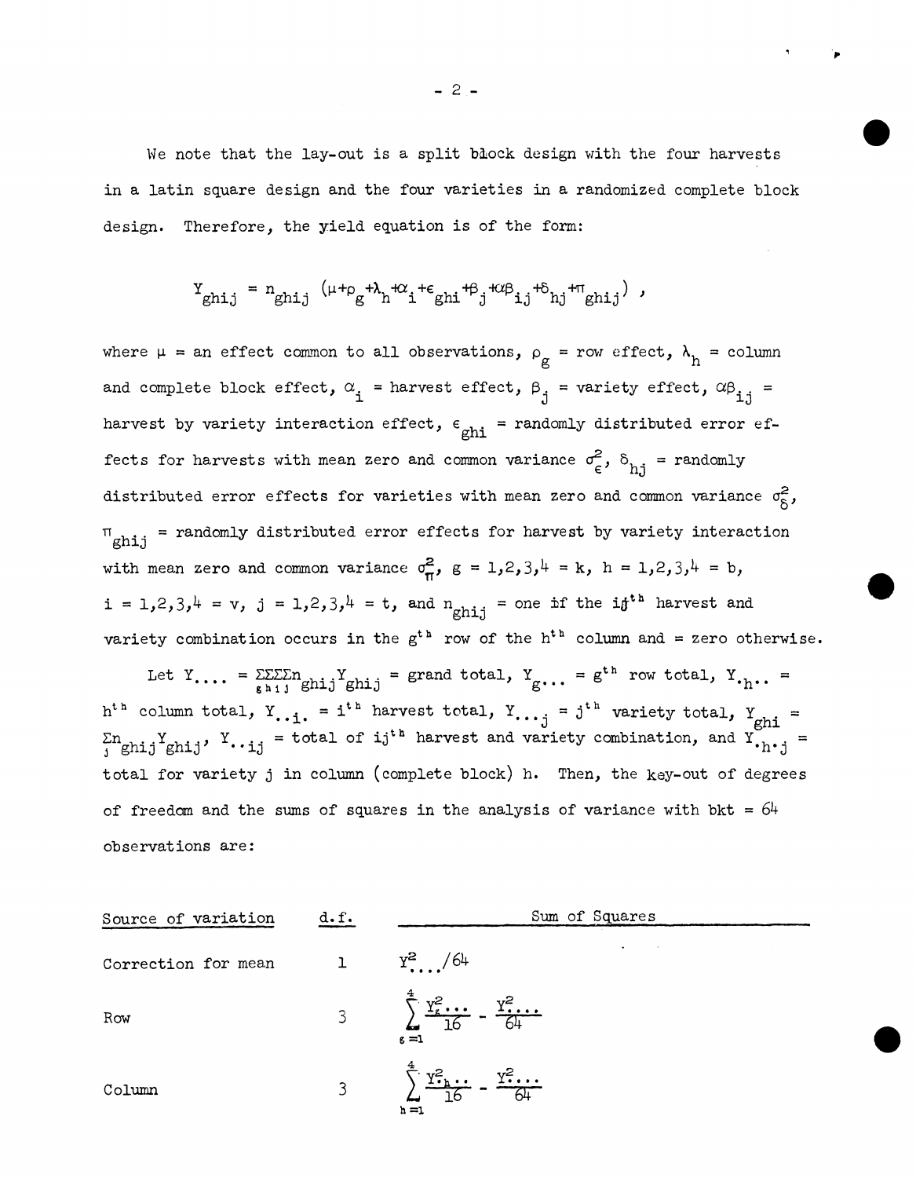We note that the lay-out is a split block design with the four harvests in a latin square design and the four varieties in a randomized complete block design. Therefore, the yield equation is of the form:

$$Y_{ghij} = n_{ghij}\ (\mu+\rho_g+\lambda_h+\alpha_i+\epsilon_{ghi}+\beta_j+\alpha\beta_{ij}+\delta_{hj}+\pi_{ghij})\ ,$$

where $\mu$ = an effect common to all observations, $\rho_g$ = row effect, $\lambda_h$ = column and complete block effect, $\alpha_i$ = harvest effect, $\beta_j$ = variety effect, $\alpha\beta_{ij}$ = harvest by variety interaction effect, $\epsilon_{ghi}$ = randomly distributed error effects for harvests with mean zero and common variance $\sigma_\epsilon^2$, $\delta_{hj}$ = randomly distributed error effects for varieties with mean zero and common variance $\sigma_\delta^2$, $\pi_{ghij}$ = randomly distributed error effects for harvest by variety interaction with mean zero and common variance $\sigma_\pi^2$, $g = 1,2,3,4 = k$, $h = 1,2,3,4 = b$, $i = 1,2,3,4 = v$, $j = 1,2,3,4 = t$, and $n_{ghij}$ = one if the $ij^{th}$ harvest and variety combination occurs in the $g^{th}$ row of the $h^{th}$ column and = zero otherwise.

Let $Y_{....} = \sum_g\sum_h\sum_i\sum_j n_{ghij}Y_{ghij}$ = grand total, $Y_{g...}$ = $g^{th}$ row total, $Y_{.h..}$ = $h^{th}$ column total, $Y_{..i.}$ = $i^{th}$ harvest total, $Y_{...j}$ = $j^{th}$ variety total, $Y_{ghi} = \sum_j n_{ghij}Y_{ghij}$, $Y_{..ij}$ = total of $ij^{th}$ harvest and variety combination, and $Y_{.h.j}$ = total for variety j in column (complete block) h. Then, the key-out of degrees of freedom and the sums of squares in the analysis of variance with bkt = 64 observations are:

| Source of variation | d.f. | Sum of Squares |
|---|---|---|
| Correction for mean | 1 | $Y^2_{....}/64$ |
| Row | 3 | $\sum\limits_{g=1}^{4}\frac{Y^2_{g...}}{16} - \frac{Y^2_{....}}{64}$ |
| Column | 3 | $\sum\limits_{h=1}^{4}\frac{Y^2_{.h..}}{16} - \frac{Y^2_{....}}{64}$ |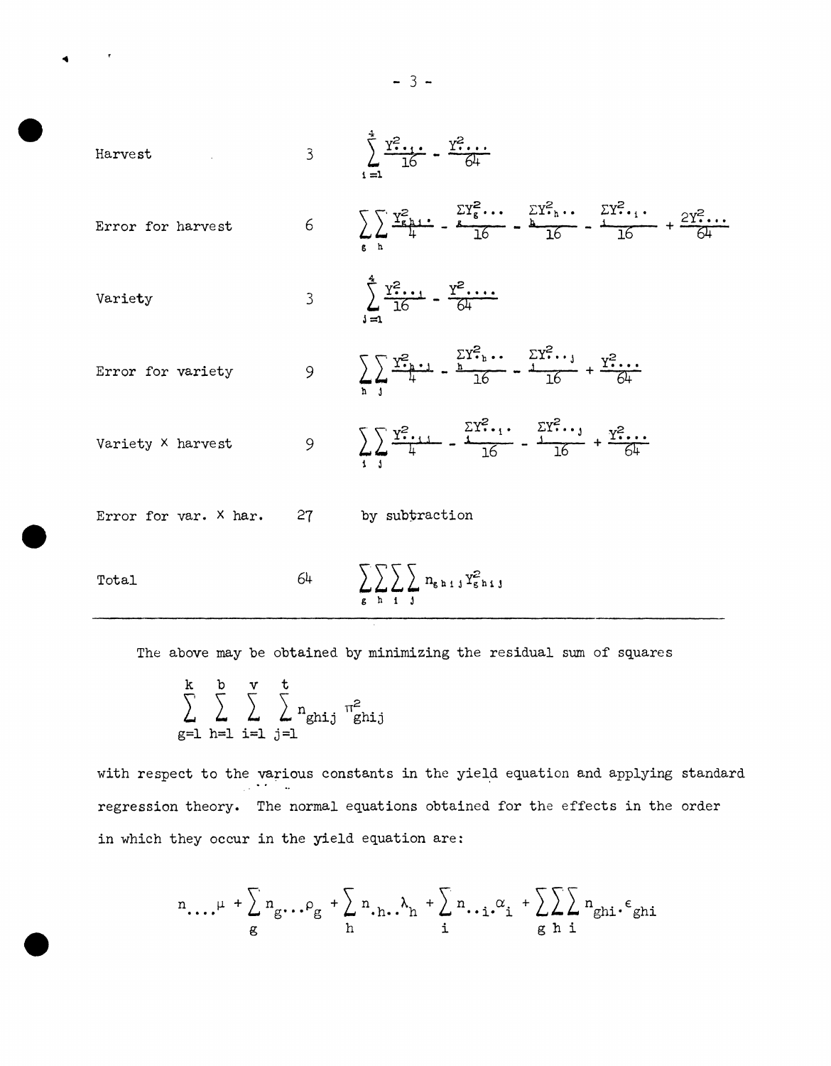| | | |
|---|---|---|
| Harvest | 3 | $\sum_{i=1}^{4} \frac{Y^2_{..i.}}{16} - \frac{Y^2_{....}}{64}$ |
| Error for harvest | 6 | $\sum_{g}\sum_{h} \frac{Y^2_{ghi.}}{4} - \frac{\sum_{g} Y^2_{g...}}{16} - \frac{\sum_{h} Y^2_{.h..}}{16} - \frac{\sum_{i} Y^2_{..i.}}{16} + \frac{2Y^2_{....}}{64}$ |
| Variety | 3 | $\sum_{j=1}^{4} \frac{Y^2_{...j}}{16} - \frac{Y^2_{....}}{64}$ |
| Error for variety | 9 | $\sum_{h}\sum_{j} \frac{Y^2_{.h.j}}{4} - \frac{\sum_{h} Y^2_{.h..}}{16} - \frac{\sum_{j} Y^2_{...j}}{16} + \frac{Y^2_{....}}{64}$ |
| Variety × harvest | 9 | $\sum_{i}\sum_{j} \frac{Y^2_{..ij}}{4} - \frac{\sum_{i} Y^2_{..i.}}{16} - \frac{\sum_{j} Y^2_{...j}}{16} + \frac{Y^2_{....}}{64}$ |
| Error for var. × har. | 27 | by subtraction |
| Total | 64 | $\sum_{g}\sum_{h}\sum_{i}\sum_{j} n_{ghij} Y^2_{ghij}$ |

The above may be obtained by minimizing the residual sum of squares

$$\sum_{g=1}^{k} \sum_{h=1}^{b} \sum_{i=1}^{v} \sum_{j=1}^{t} n_{ghij} \, \pi^2_{ghij}$$

with respect to the various constants in the yield equation and applying standard regression theory. The normal equations obtained for the effects in the order in which they occur in the yield equation are:

$$n_{....}\mu + \sum_{g} n_{g...}\rho_g + \sum_{h} n_{.h..}\lambda_h + \sum_{i} n_{..i.}\alpha_i + \sum_{g}\sum_{h}\sum_{i} n_{ghi.}\epsilon_{ghi}$$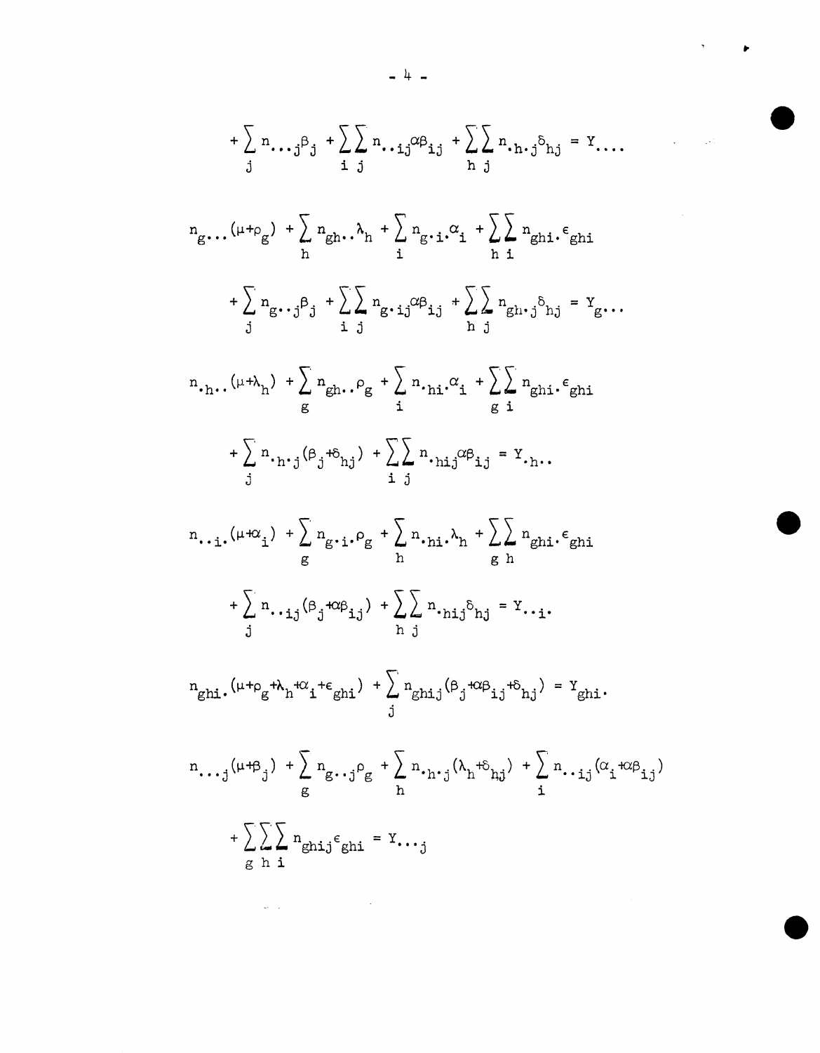$$+ \sum_{j} n_{\cdot\cdot\cdot j}\beta_j + \sum_{i}\sum_{j} n_{\cdot\cdot ij}\alpha\beta_{ij} + \sum_{h}\sum_{j} n_{\cdot h\cdot j}\delta_{hj} = Y_{\cdot\cdot\cdot\cdot}$$

$$n_{g\cdot\cdot\cdot}(\mu+\rho_g) + \sum_{h} n_{gh\cdot\cdot}\lambda_h + \sum_{i} n_{g\cdot i\cdot}\alpha_i + \sum_{h}\sum_{i} n_{ghi\cdot}\epsilon_{ghi}$$

$$+ \sum_{j} n_{g\cdot\cdot j}\beta_j + \sum_{i}\sum_{j} n_{g\cdot ij}\alpha\beta_{ij} + \sum_{h}\sum_{j} n_{gh\cdot j}\delta_{hj} = Y_{g\cdot\cdot\cdot}$$

$$n_{\cdot h\cdot\cdot}(\mu+\lambda_h) + \sum_{g} n_{gh\cdot\cdot}\rho_g + \sum_{i} n_{\cdot hi\cdot}\alpha_i + \sum_{g}\sum_{i} n_{ghi\cdot}\epsilon_{ghi}$$

$$+ \sum_{j} n_{\cdot h\cdot j}(\beta_j+\delta_{hj}) + \sum_{i}\sum_{j} n_{\cdot hij}\alpha\beta_{ij} = Y_{\cdot h\cdot\cdot}$$

$$n_{\cdot\cdot i\cdot}(\mu+\alpha_i) + \sum_{g} n_{g\cdot i\cdot}\rho_g + \sum_{h} n_{\cdot hi\cdot}\lambda_h + \sum_{g}\sum_{h} n_{ghi\cdot}\epsilon_{ghi}$$

$$+ \sum_{j} n_{\cdot\cdot ij}(\beta_j+\alpha\beta_{ij}) + \sum_{h}\sum_{j} n_{\cdot hij}\delta_{hj} = Y_{\cdot\cdot i\cdot}$$

$$n_{ghi\cdot}(\mu+\rho_g+\lambda_h+\alpha_i+\epsilon_{ghi}) + \sum_{j} n_{ghij}(\beta_j+\alpha\beta_{ij}+\delta_{hj}) = Y_{ghi\cdot}$$

$$n_{\cdot\cdot\cdot j}(\mu+\beta_j) + \sum_{g} n_{g\cdot\cdot j}\rho_g + \sum_{h} n_{\cdot h\cdot j}(\lambda_h+\delta_{hj}) + \sum_{i} n_{\cdot\cdot ij}(\alpha_i+\alpha\beta_{ij})$$

$$+ \sum_{g}\sum_{h}\sum_{i} n_{ghij}\epsilon_{ghi} = Y_{\cdot\cdot\cdot j}$$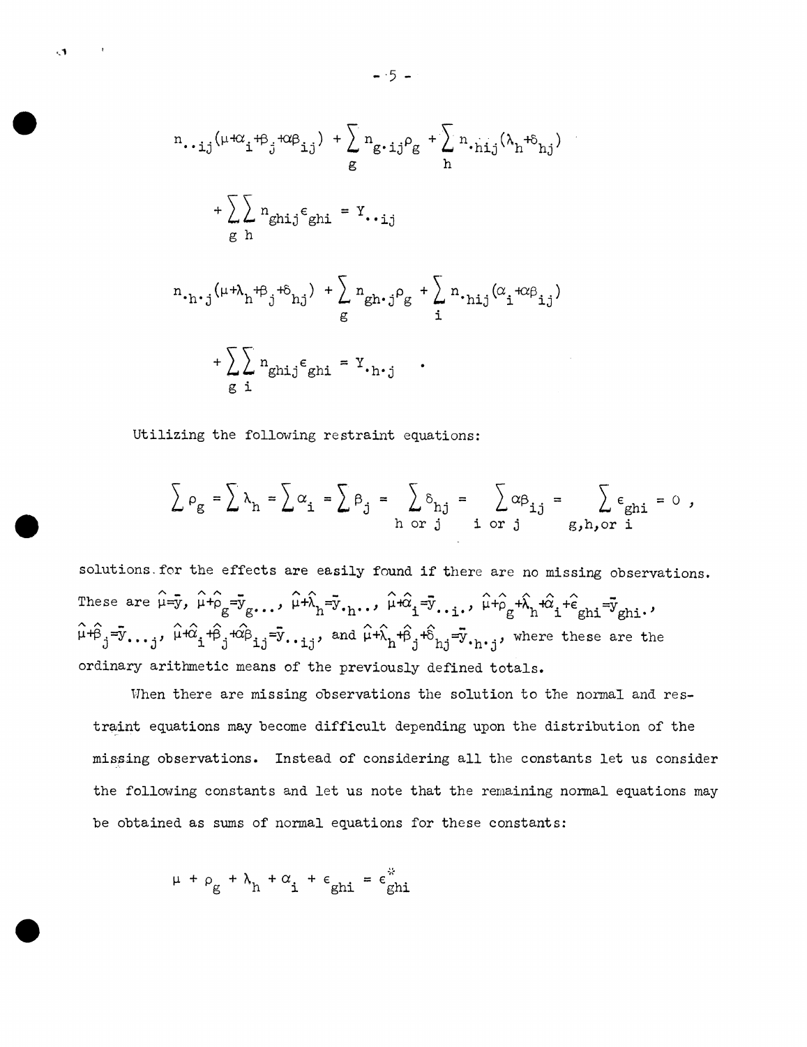$$n_{\cdot\cdot ij}(\mu+\alpha_i+\beta_j+\alpha\beta_{ij}) + \sum_g n_{g\cdot ij}\rho_g + \sum_h n_{\cdot hij}(\lambda_h+\delta_{hj})$$

$$+ \sum_g\sum_h n_{ghij}\epsilon_{ghi} = Y_{\cdot\cdot ij}$$

$$n_{\cdot h\cdot j}(\mu+\lambda_h+\beta_j+\delta_{hj}) + \sum_g n_{gh\cdot j}\rho_g + \sum_i n_{\cdot hij}(\alpha_i+\alpha\beta_{ij})$$

$$+ \sum_g\sum_i n_{ghij}\epsilon_{ghi} = Y_{\cdot h\cdot j} \quad .$$

Utilizing the following restraint equations:

$$\sum \rho_g = \sum \lambda_h = \sum \alpha_i = \sum \beta_j = \sum_{h \text{ or } j} \delta_{hj} = \sum_{i \text{ or } j} \alpha\beta_{ij} = \sum_{g,h,\text{or } i} \epsilon_{ghi} = 0 \ ,$$

solutions for the effects are easily found if there are no missing observations. These are $\hat{\mu}=\bar{y}$, $\hat{\mu}+\hat{\rho}_g=\bar{y}_{g\cdots}$, $\hat{\mu}+\hat{\lambda}_h=\bar{y}_{\cdot h\cdot\cdot}$, $\hat{\mu}+\hat{\alpha}_i=\bar{y}_{\cdot\cdot i\cdot}$, $\hat{\mu}+\hat{\rho}_g+\hat{\lambda}_h+\hat{\alpha}_i+\hat{\epsilon}_{ghi}=\bar{y}_{ghi\cdot}$, $\hat{\mu}+\hat{\beta}_j=\bar{y}_{\cdots j}$, $\hat{\mu}+\hat{\alpha}_i+\hat{\beta}_j+\hat{\alpha\beta}_{ij}=\bar{y}_{\cdot\cdot ij}$, and $\hat{\mu}+\hat{\lambda}_h+\hat{\beta}_j+\hat{\delta}_{hj}=\bar{y}_{\cdot h\cdot j}$, where these are the ordinary arithmetic means of the previously defined totals.

When there are missing observations the solution to the normal and restraint equations may become difficult depending upon the distribution of the missing observations. Instead of considering all the constants let us consider the following constants and let us note that the remaining normal equations may be obtained as sums of normal equations for these constants:

$$\mu + \rho_g + \lambda_h + \alpha_i + \epsilon_{ghi} = \epsilon^{*}_{ghi}$$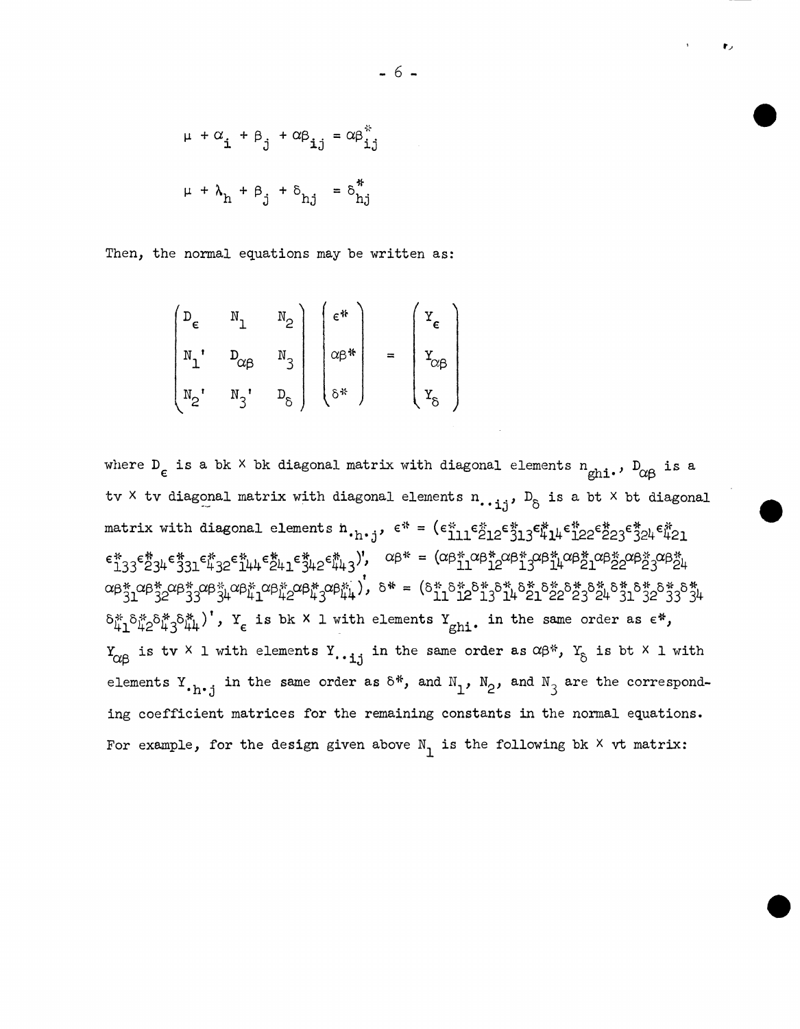$$\mu + \alpha_i + \beta_j + \alpha\beta_{ij} = \alpha\beta^*_{ij}$$

$$\mu + \lambda_h + \beta_j + \delta_{hj} = \delta^*_{hj}$$

Then, the normal equations may be written as:

$$\begin{pmatrix} D_\epsilon & N_1 & N_2 \\ N_1' & D_{\alpha\beta} & N_3 \\ N_2' & N_3' & D_\delta \end{pmatrix} \begin{pmatrix} \epsilon^* \\ \alpha\beta^* \\ \delta^* \end{pmatrix} = \begin{pmatrix} Y_\epsilon \\ Y_{\alpha\beta} \\ Y_\delta \end{pmatrix}$$

where $D_\epsilon$ is a bk × bk diagonal matrix with diagonal elements $n_{ghi\cdot}$, $D_{\alpha\beta}$ is a tv × tv diagonal matrix with diagonal elements $n_{\cdot\cdot ij}$, $D_\delta$ is a bt × bt diagonal matrix with diagonal elements $n_{\cdot h\cdot j}$, $\epsilon^* = (\epsilon^*_{111}\epsilon^*_{212}\epsilon^*_{313}\epsilon^*_{414}\epsilon^*_{122}\epsilon^*_{223}\epsilon^*_{324}\epsilon^*_{421}$ $\epsilon^*_{133}\epsilon^*_{234}\epsilon^*_{331}\epsilon^*_{432}\epsilon^*_{144}\epsilon^*_{241}\epsilon^*_{342}\epsilon^*_{443})'$, $\alpha\beta^* = (\alpha\beta^*_{11}\alpha\beta^*_{12}\alpha\beta^*_{13}\alpha\beta^*_{14}\alpha\beta^*_{21}\alpha\beta^*_{22}\alpha\beta^*_{23}\alpha\beta^*_{24}$ $\alpha\beta^*_{31}\alpha\beta^*_{32}\alpha\beta^*_{33}\alpha\beta^*_{34}\alpha\beta^*_{41}\alpha\beta^*_{42}\alpha\beta^*_{43}\alpha\beta^*_{44})'$, $\delta^* = (\delta^*_{11}\delta^*_{12}\delta^*_{13}\delta^*_{14}\delta^*_{21}\delta^*_{22}\delta^*_{23}\delta^*_{24}\delta^*_{31}\delta^*_{32}\delta^*_{33}\delta^*_{34}$ $\delta^*_{41}\delta^*_{42}\delta^*_{43}\delta^*_{44})'$, $Y_\epsilon$ is bk × 1 with elements $Y_{ghi\cdot}$ in the same order as $\epsilon^*$, $Y_{\alpha\beta}$ is tv × 1 with elements $Y_{\cdot\cdot ij}$ in the same order as $\alpha\beta^*$, $Y_\delta$ is bt × 1 with elements $Y_{\cdot h\cdot j}$ in the same order as $\delta^*$, and $N_1$, $N_2$, and $N_3$ are the corresponding coefficient matrices for the remaining constants in the normal equations. For example, for the design given above $N_1$ is the following bk × vt matrix: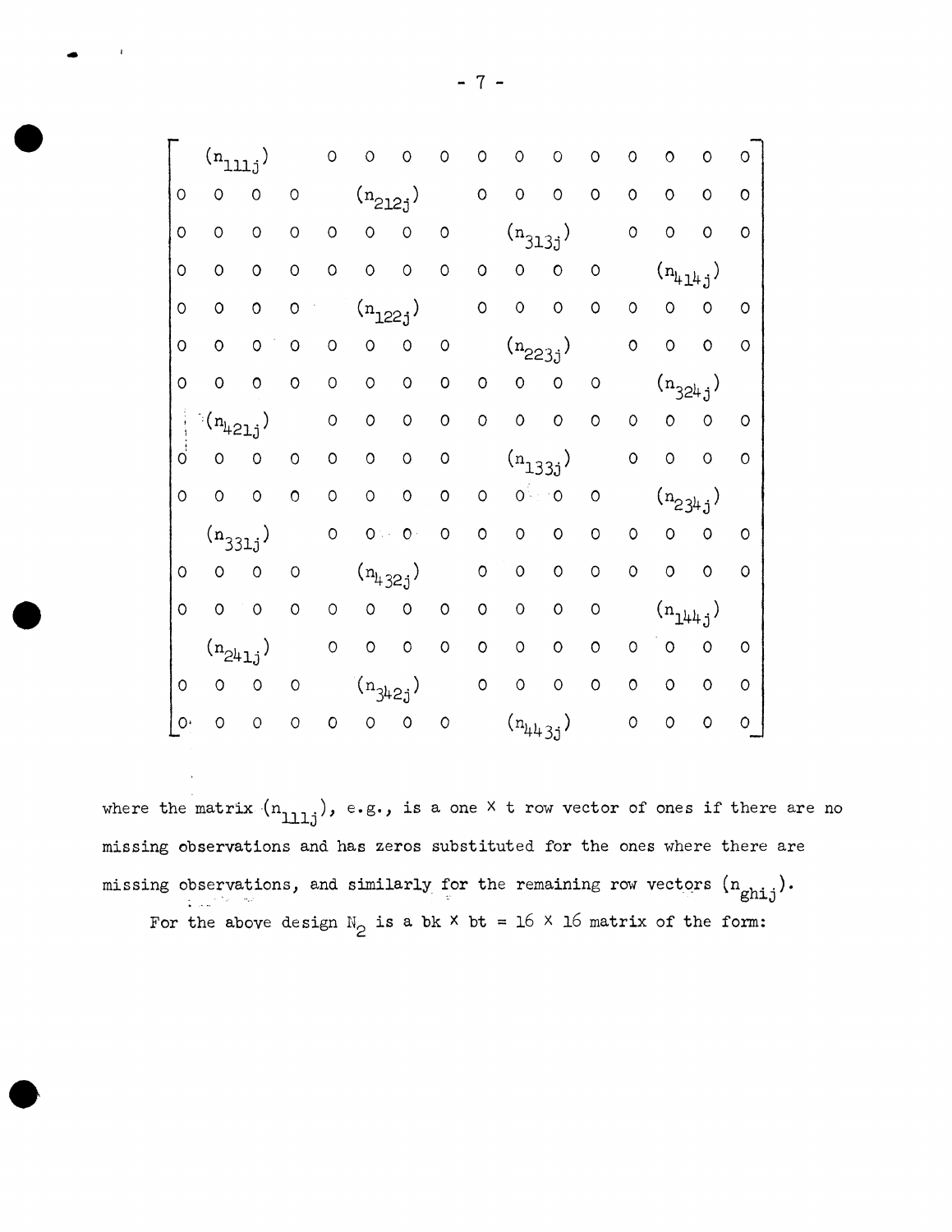$$
\left[\begin{array}{cccccccccccccccc}
\multicolumn{4}{c}{(n_{111j})} & 0 & 0 & 0 & 0 & 0 & 0 & 0 & 0 & 0 & 0 & 0 & 0 \\
0 & 0 & 0 & 0 & \multicolumn{4}{c}{(n_{212j})} & 0 & 0 & 0 & 0 & 0 & 0 & 0 & 0 \\
0 & 0 & 0 & 0 & 0 & 0 & 0 & 0 & \multicolumn{4}{c}{(n_{313j})} & 0 & 0 & 0 & 0 \\
0 & 0 & 0 & 0 & 0 & 0 & 0 & 0 & 0 & 0 & 0 & 0 & \multicolumn{4}{c}{(n_{414j})} \\
0 & 0 & 0 & 0 & \multicolumn{4}{c}{(n_{122j})} & 0 & 0 & 0 & 0 & 0 & 0 & 0 & 0 \\
0 & 0 & 0 & 0 & 0 & 0 & 0 & 0 & \multicolumn{4}{c}{(n_{223j})} & 0 & 0 & 0 & 0 \\
0 & 0 & 0 & 0 & 0 & 0 & 0 & 0 & 0 & 0 & 0 & 0 & \multicolumn{4}{c}{(n_{324j})} \\
\multicolumn{4}{c}{(n_{421j})} & 0 & 0 & 0 & 0 & 0 & 0 & 0 & 0 & 0 & 0 & 0 & 0 \\
0 & 0 & 0 & 0 & 0 & 0 & 0 & 0 & \multicolumn{4}{c}{(n_{133j})} & 0 & 0 & 0 & 0 \\
0 & 0 & 0 & 0 & 0 & 0 & 0 & 0 & 0 & 0 & 0 & 0 & \multicolumn{4}{c}{(n_{234j})} \\
\multicolumn{4}{c}{(n_{331j})} & 0 & 0 & 0 & 0 & 0 & 0 & 0 & 0 & 0 & 0 & 0 & 0 \\
0 & 0 & 0 & 0 & \multicolumn{4}{c}{(n_{432j})} & 0 & 0 & 0 & 0 & 0 & 0 & 0 & 0 \\
0 & 0 & 0 & 0 & 0 & 0 & 0 & 0 & 0 & 0 & 0 & 0 & \multicolumn{4}{c}{(n_{144j})} \\
\multicolumn{4}{c}{(n_{241j})} & 0 & 0 & 0 & 0 & 0 & 0 & 0 & 0 & 0 & 0 & 0 & 0 \\
0 & 0 & 0 & 0 & \multicolumn{4}{c}{(n_{342j})} & 0 & 0 & 0 & 0 & 0 & 0 & 0 & 0 \\
0 & 0 & 0 & 0 & 0 & 0 & 0 & 0 & \multicolumn{4}{c}{(n_{443j})} & 0 & 0 & 0 & 0
\end{array}\right]
$$

where the matrix $(n_{111j})$, e.g., is a one $\times$ t row vector of ones if there are no missing observations and has zeros substituted for the ones where there are missing observations, and similarly for the remaining row vectors $(n_{ghij})$.

For the above design $N_2$ is a bk $\times$ bt = 16 $\times$ 16 matrix of the form: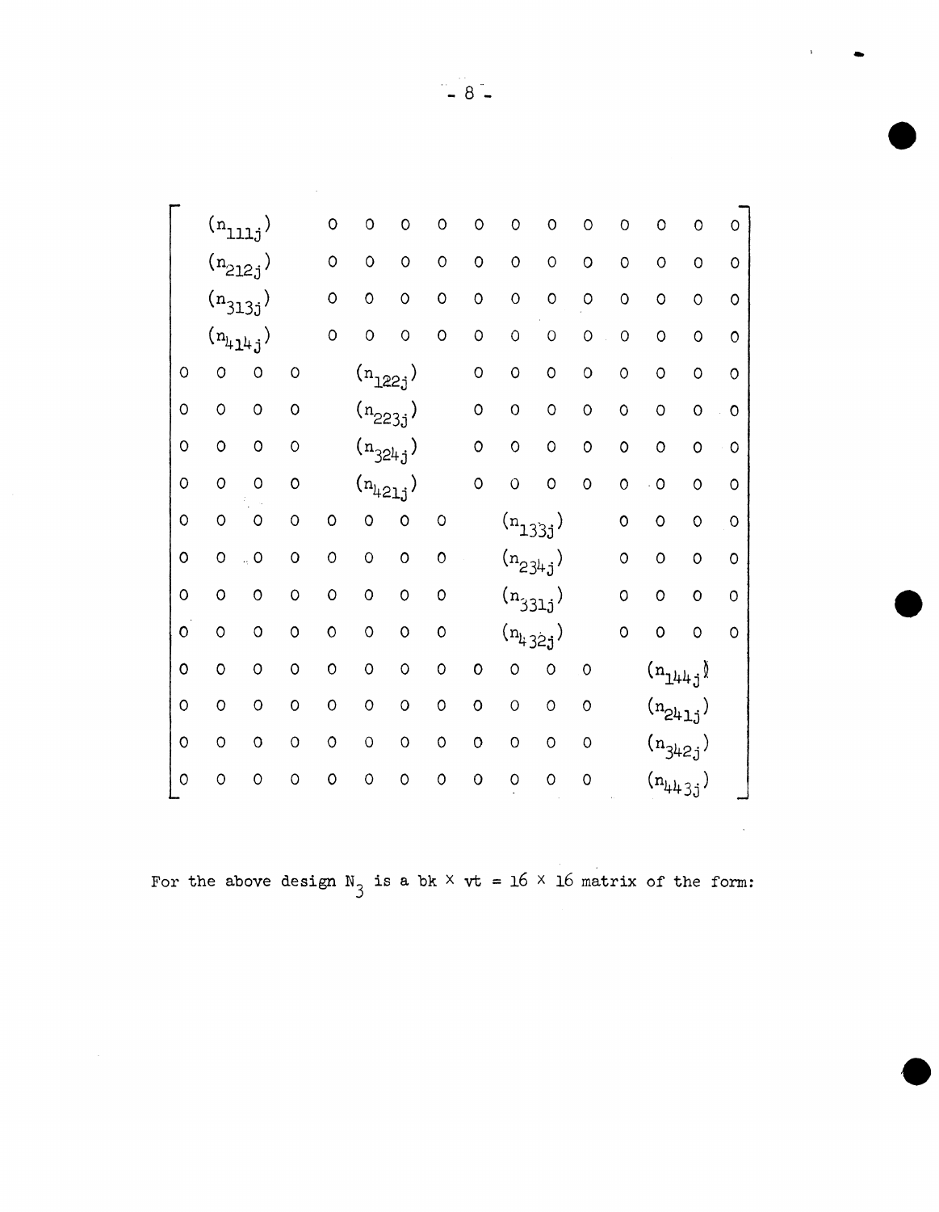$$
\begin{bmatrix}
 & (n_{111j}) & & & 0 & 0 & 0 & 0 & 0 & 0 & 0 & 0 & 0 & 0 & 0 & 0 \\
 & (n_{212j}) & & & 0 & 0 & 0 & 0 & 0 & 0 & 0 & 0 & 0 & 0 & 0 & 0 \\
 & (n_{313j}) & & & 0 & 0 & 0 & 0 & 0 & 0 & 0 & 0 & 0 & 0 & 0 & 0 \\
 & (n_{414j}) & & & 0 & 0 & 0 & 0 & 0 & 0 & 0 & 0 & 0 & 0 & 0 & 0 \\
0 & 0 & 0 & 0 & & (n_{122j}) & & & 0 & 0 & 0 & 0 & 0 & 0 & 0 & 0 \\
0 & 0 & 0 & 0 & & (n_{223j}) & & & 0 & 0 & 0 & 0 & 0 & 0 & 0 & 0 \\
0 & 0 & 0 & 0 & & (n_{324j}) & & & 0 & 0 & 0 & 0 & 0 & 0 & 0 & 0 \\
0 & 0 & 0 & 0 & & (n_{421j}) & & & 0 & 0 & 0 & 0 & 0 & 0 & 0 & 0 \\
0 & 0 & 0 & 0 & 0 & 0 & 0 & 0 & & (n_{133j}) & & & 0 & 0 & 0 & 0 \\
0 & 0 & 0 & 0 & 0 & 0 & 0 & 0 & & (n_{234j}) & & & 0 & 0 & 0 & 0 \\
0 & 0 & 0 & 0 & 0 & 0 & 0 & 0 & & (n_{331j}) & & & 0 & 0 & 0 & 0 \\
0 & 0 & 0 & 0 & 0 & 0 & 0 & 0 & & (n_{432j}) & & & 0 & 0 & 0 & 0 \\
0 & 0 & 0 & 0 & 0 & 0 & 0 & 0 & 0 & 0 & 0 & 0 & & (n_{144j}) & & \\
0 & 0 & 0 & 0 & 0 & 0 & 0 & 0 & 0 & 0 & 0 & 0 & & (n_{241j}) & & \\
0 & 0 & 0 & 0 & 0 & 0 & 0 & 0 & 0 & 0 & 0 & 0 & & (n_{342j}) & & \\
0 & 0 & 0 & 0 & 0 & 0 & 0 & 0 & 0 & 0 & 0 & 0 & & (n_{443j}) & &
\end{bmatrix}
$$

For the above design $N_3$ is a $bk \times vt = 16 \times 16$ matrix of the form: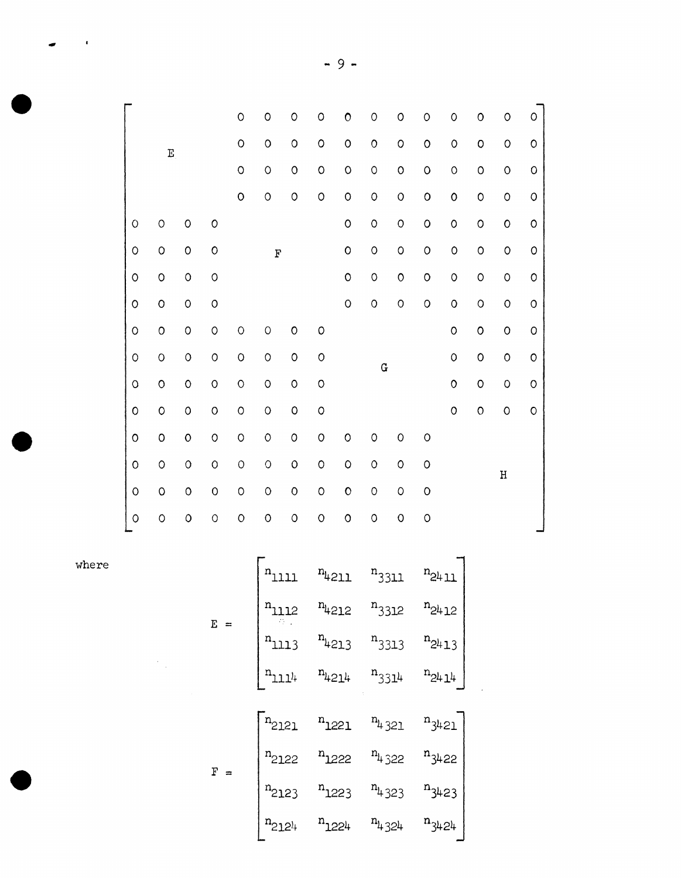$$
\begin{bmatrix}
\multicolumn{4}{c}{\multirow{4}{*}{E}} & 0 & 0 & 0 & 0 & 0 & 0 & 0 & 0 & 0 & 0 & 0 & 0 \\
 & & & & 0 & 0 & 0 & 0 & 0 & 0 & 0 & 0 & 0 & 0 & 0 & 0 \\
 & & & & 0 & 0 & 0 & 0 & 0 & 0 & 0 & 0 & 0 & 0 & 0 & 0 \\
 & & & & 0 & 0 & 0 & 0 & 0 & 0 & 0 & 0 & 0 & 0 & 0 & 0 \\
0 & 0 & 0 & 0 & \multicolumn{4}{c}{\multirow{4}{*}{F}} & 0 & 0 & 0 & 0 & 0 & 0 & 0 & 0 \\
0 & 0 & 0 & 0 & & & & & 0 & 0 & 0 & 0 & 0 & 0 & 0 & 0 \\
0 & 0 & 0 & 0 & & & & & 0 & 0 & 0 & 0 & 0 & 0 & 0 & 0 \\
0 & 0 & 0 & 0 & & & & & 0 & 0 & 0 & 0 & 0 & 0 & 0 & 0 \\
0 & 0 & 0 & 0 & 0 & 0 & 0 & 0 & \multicolumn{4}{c}{\multirow{4}{*}{G}} & 0 & 0 & 0 & 0 \\
0 & 0 & 0 & 0 & 0 & 0 & 0 & 0 & & & & & 0 & 0 & 0 & 0 \\
0 & 0 & 0 & 0 & 0 & 0 & 0 & 0 & & & & & 0 & 0 & 0 & 0 \\
0 & 0 & 0 & 0 & 0 & 0 & 0 & 0 & & & & & 0 & 0 & 0 & 0 \\
0 & 0 & 0 & 0 & 0 & 0 & 0 & 0 & 0 & 0 & 0 & 0 & \multicolumn{4}{c}{\multirow{4}{*}{H}} \\
0 & 0 & 0 & 0 & 0 & 0 & 0 & 0 & 0 & 0 & 0 & 0 & & & & \\
0 & 0 & 0 & 0 & 0 & 0 & 0 & 0 & 0 & 0 & 0 & 0 & & & & \\
0 & 0 & 0 & 0 & 0 & 0 & 0 & 0 & 0 & 0 & 0 & 0 & & & &
\end{bmatrix}
$$

where

$$
E = \begin{bmatrix}
n_{1111} & n_{4211} & n_{3311} & n_{2411} \\
n_{1112} & n_{4212} & n_{3312} & n_{2412} \\
n_{1113} & n_{4213} & n_{3313} & n_{2413} \\
n_{1114} & n_{4214} & n_{3314} & n_{2414}
\end{bmatrix}
$$

$$
F = \begin{bmatrix}
n_{2121} & n_{1221} & n_{4321} & n_{3421} \\
n_{2122} & n_{1222} & n_{4322} & n_{3422} \\
n_{2123} & n_{1223} & n_{4323} & n_{3423} \\
n_{2124} & n_{1224} & n_{4324} & n_{3424}
\end{bmatrix}
$$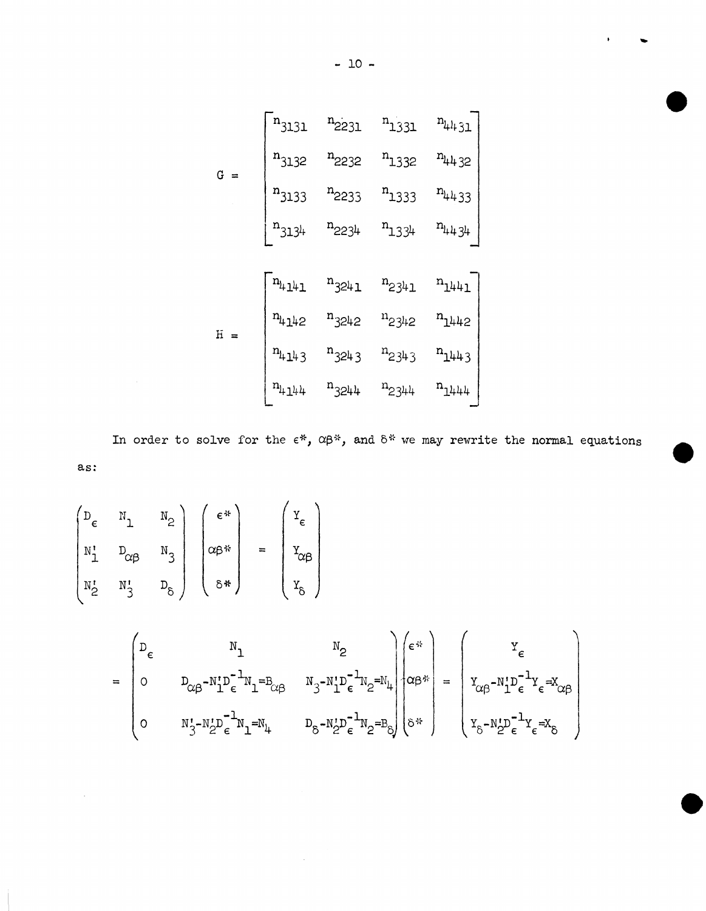$$
G = \begin{bmatrix} n_{3131} & n_{2231} & n_{1331} & n_{4431} \\ n_{3132} & n_{2232} & n_{1332} & n_{4432} \\ n_{3133} & n_{2233} & n_{1333} & n_{4433} \\ n_{3134} & n_{2234} & n_{1334} & n_{4434} \end{bmatrix}
$$

$$
H = \begin{bmatrix} n_{4141} & n_{3241} & n_{2341} & n_{1441} \\ n_{4142} & n_{3242} & n_{2342} & n_{1442} \\ n_{4143} & n_{3243} & n_{2343} & n_{1443} \\ n_{4144} & n_{3244} & n_{2344} & n_{1444} \end{bmatrix}
$$

In order to solve for the $\epsilon^*$, $\alpha\beta^*$, and $\delta^*$ we may rewrite the normal equations as:

$$
\begin{pmatrix} D_\epsilon & N_1 & N_2 \\ N_1' & D_{\alpha\beta} & N_3 \\ N_2' & N_3' & D_\delta \end{pmatrix} \begin{pmatrix} \epsilon^* \\ \alpha\beta^* \\ \delta^* \end{pmatrix} = \begin{pmatrix} Y_\epsilon \\ Y_{\alpha\beta} \\ Y_\delta \end{pmatrix}
$$

$$
= \begin{pmatrix} D_\epsilon & N_1 & N_2 \\ 0 & D_{\alpha\beta} - N_1' D_\epsilon^{-1} N_1 = B_{\alpha\beta} & N_3 - N_1' D_\epsilon^{-1} N_2 = N_4 \\ 0 & N_3' - N_2' D_\epsilon^{-1} N_1 = N_4' & D_\delta - N_2' D_\epsilon^{-1} N_2 = B_\delta \end{pmatrix} \begin{pmatrix} \epsilon^* \\ \alpha\beta^* \\ \delta^* \end{pmatrix} = \begin{pmatrix} Y_\epsilon \\ Y_{\alpha\beta} - N_1' D_\epsilon^{-1} Y_\epsilon = X_{\alpha\beta} \\ Y_\delta - N_2' D_\epsilon^{-1} Y_\epsilon = X_\delta \end{pmatrix}
$$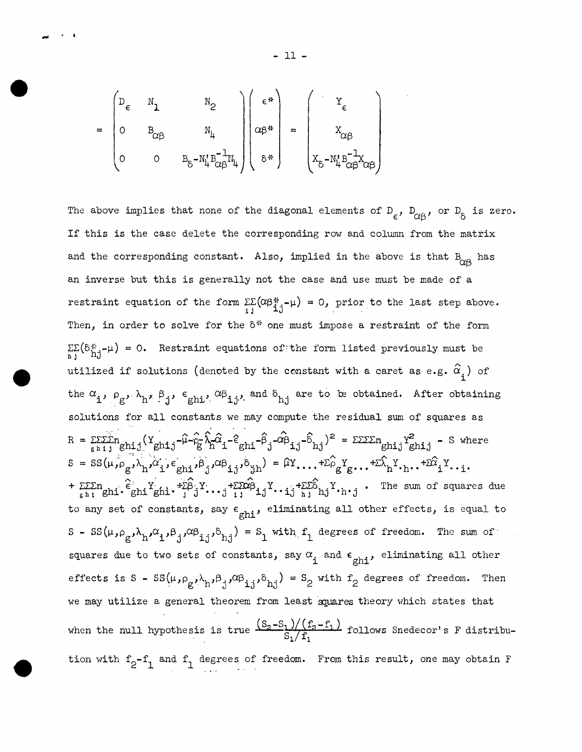$$= \begin{pmatrix} D_\epsilon & N_1 & N_2 \\ 0 & B_{\alpha\beta} & N_4 \\ 0 & 0 & B_\delta - N_4' B_{\alpha\beta}^{-1} N_4 \end{pmatrix} \begin{pmatrix} \epsilon^* \\ \alpha\beta^* \\ \delta^* \end{pmatrix} = \begin{pmatrix} Y_\epsilon \\ X_{\alpha\beta} \\ X_\delta - N_4' B_{\alpha\beta}^{-1} X_{\alpha\beta} \end{pmatrix}$$

The above implies that none of the diagonal elements of $D_\epsilon$, $D_{\alpha\beta}$, or $D_\delta$ is zero. If this is the case delete the corresponding row and column from the matrix and the corresponding constant. Also, implied in the above is that $B_{\alpha\beta}$ has an inverse but this is generally not the case and use must be made of a restraint equation of the form $\sum_i\sum_j(\alpha\beta^*_{ij}-\mu) = 0$, prior to the last step above. Then, in order to solve for the $\delta^*$ one must impose a restraint of the form $\sum_h\sum_j(\delta^*_{hj}-\mu) = 0$. Restraint equations of the form listed previously must be utilized if solutions (denoted by the constant with a caret as e.g. $\hat{\alpha}_i$) of the $\alpha_i$, $\rho_g$, $\lambda_h$, $\beta_j$, $\epsilon_{ghi}$, $\alpha\beta_{ij}$, and $\delta_{hj}$ are to be obtained. After obtaining solutions for all constants we may compute the residual sum of squares as $R = \sum_g\sum_h\sum_i\sum_j n_{ghij}(Y_{ghij}-\hat{\mu}-\hat{\rho}_g-\hat{\lambda}_h-\hat{\alpha}_i-\hat{\epsilon}_{ghi}-\hat{\beta}_j-\hat{\alpha\beta}_{ij}-\hat{\delta}_{hj})^2 = \sum\sum\sum\sum n_{ghij}Y^2_{ghij} - S$ where $S = SS(\mu,\rho_g,\lambda_h,\alpha_i,\epsilon_{ghi},\beta_j,\alpha\beta_{ij},\delta_{jh}) = \hat{\mu}Y_{....}+\sum\hat{\rho}_g Y_{g...}+\sum\hat{\lambda}_h Y_{.h..}+\sum\hat{\alpha}_i Y_{..i.}$ $+ \sum_g\sum_h\sum_i n_{ghi.}\hat{\epsilon}_{ghi}Y_{ghi.}+\sum_j\hat{\beta}_j Y_{...j}+\sum_i\sum_j\hat{\alpha\beta}_{ij}Y_{..ij}+\sum_h\sum_j\hat{\delta}_{hj}Y_{.h.j}$ . The sum of squares due to any set of constants, say $\epsilon_{ghi}$, eliminating all other effects, is equal to $S - SS(\mu,\rho_g,\lambda_h,\alpha_i,\beta_j,\alpha\beta_{ij},\delta_{hj}) = S_1$ with $f_1$ degrees of freedom. The sum of squares due to two sets of constants, say $\alpha_i$ and $\epsilon_{ghi}$, eliminating all other effects is $S - SS(\mu,\rho_g,\lambda_h,\beta_j,\alpha\beta_{ij},\delta_{hj}) = S_2$ with $f_2$ degrees of freedom. Then we may utilize a general theorem from least squares theory which states that when the null hypothesis is true $\frac{(S_2-S_1)/(f_2-f_1)}{S_1/f_1}$ follows Snedecor's F distribution with $f_2-f_1$ and $f_1$ degrees of freedom. From this result, one may obtain F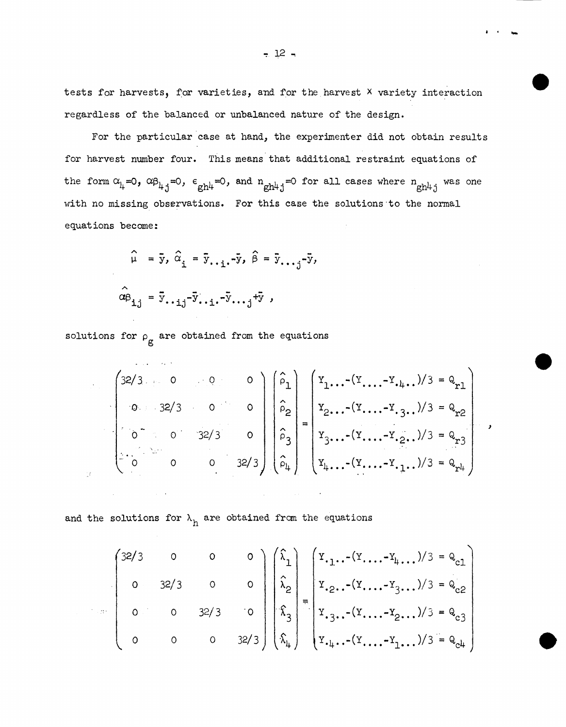tests for harvests, for varieties, and for the harvest × variety interaction regardless of the balanced or unbalanced nature of the design.

For the particular case at hand, the experimenter did not obtain results for harvest number four. This means that additional restraint equations of the form $\alpha_4=0$, $\alpha\beta_{4j}=0$, $\epsilon_{gh4}=0$, and $n_{gh4j}=0$ for all cases where $n_{gh4j}$ was one with no missing observations. For this case the solutions to the normal equations become:

$$\hat{\mu} = \bar{y},\ \hat{\alpha}_i = \bar{y}_{..i.}-\bar{y},\ \hat{\beta} = \bar{y}_{...j}-\bar{y},$$

$$\hat{\alpha\beta}_{ij} = \bar{y}_{..ij}-\bar{y}_{..i.}-\bar{y}_{...j}+\bar{y}\ ,$$

solutions for $\rho_g$ are obtained from the equations

$$\begin{pmatrix} 32/3 & 0 & 0 & 0 \\ 0 & 32/3 & 0 & 0 \\ 0 & 0 & 32/3 & 0 \\ 0 & 0 & 0 & 32/3 \end{pmatrix} \begin{pmatrix} \hat{\rho}_1 \\ \hat{\rho}_2 \\ \hat{\rho}_3 \\ \hat{\rho}_4 \end{pmatrix} = \begin{pmatrix} Y_{1...}-(Y_{....}-Y_{.4..})/3 = Q_{r1} \\ Y_{2...}-(Y_{....}-Y_{.3..})/3 = Q_{r2} \\ Y_{3...}-(Y_{....}-Y_{.2..})/3 = Q_{r3} \\ Y_{4...}-(Y_{....}-Y_{.1..})/3 = Q_{r4} \end{pmatrix},$$

and the solutions for $\lambda_h$ are obtained from the equations

$$\begin{pmatrix} 32/3 & 0 & 0 & 0 \\ 0 & 32/3 & 0 & 0 \\ 0 & 0 & 32/3 & 0 \\ 0 & 0 & 0 & 32/3 \end{pmatrix} \begin{pmatrix} \hat{\lambda}_1 \\ \hat{\lambda}_2 \\ \hat{\lambda}_3 \\ \hat{\lambda}_4 \end{pmatrix} = \begin{pmatrix} Y_{.1..}-(Y_{....}-Y_{4...})/3 = Q_{c1} \\ Y_{.2..}-(Y_{....}-Y_{3...})/3 = Q_{c2} \\ Y_{.3..}-(Y_{....}-Y_{2...})/3 = Q_{c3} \\ Y_{.4..}-(Y_{....}-Y_{1...})/3 = Q_{c4} \end{pmatrix}$$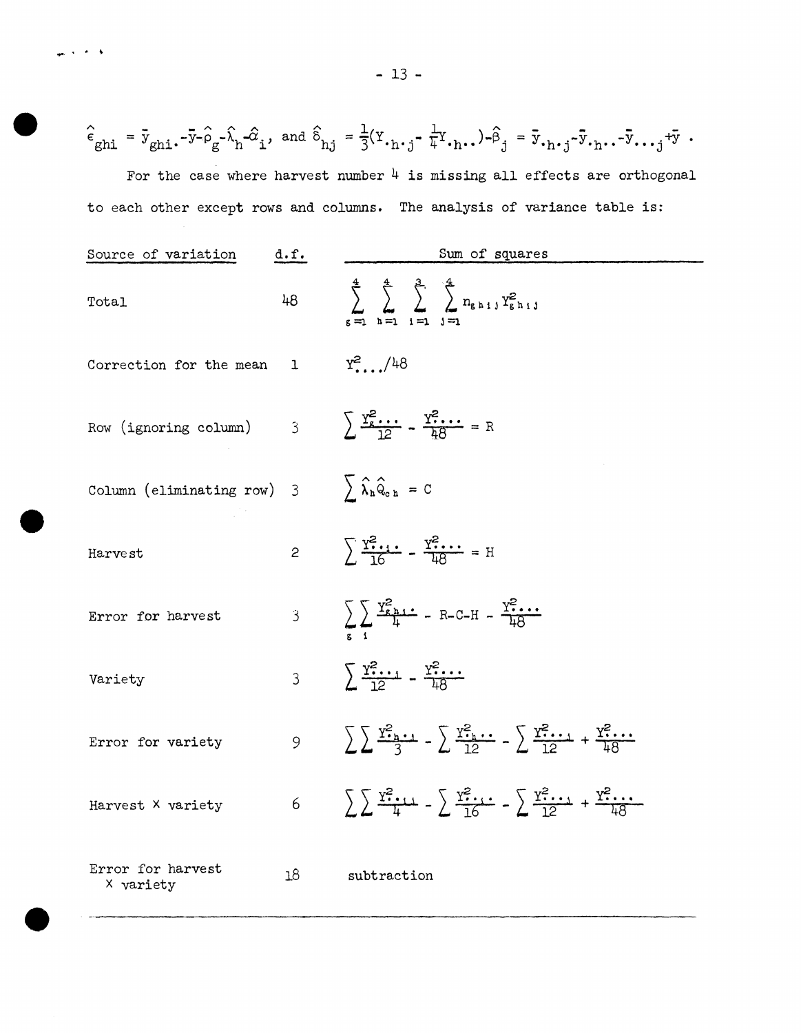$$\hat{\epsilon}_{ghi} = \bar{y}_{ghi\cdot} - \bar{y} - \hat{\rho}_g - \hat{\lambda}_h - \hat{\alpha}_i, \text{ and } \hat{\delta}_{hj} = \frac{1}{3}(Y_{\cdot h \cdot j} - \frac{1}{4} Y_{\cdot h \cdot \cdot}) - \hat{\beta}_j = \bar{y}_{\cdot h \cdot j} - \bar{y}_{\cdot h \cdot \cdot} - \bar{y}_{\cdot \cdot \cdot j} + \bar{y} .$$

For the case where harvest number 4 is missing all effects are orthogonal to each other except rows and columns. The analysis of variance table is:

| Source of variation | d.f. | Sum of squares |
|---|---|---|
| Total | 48 | $\sum_{g=1}^{4} \sum_{h=1}^{4} \sum_{i=1}^{3} \sum_{j=1}^{4} n_{ghij} Y_{ghij}^2$ |
| Correction for the mean | 1 | $Y_{\cdot\cdot\cdot\cdot}^2/48$ |
| Row (ignoring column) | 3 | $\sum \frac{Y_{g\cdot\cdot\cdot}^2}{12} - \frac{Y_{\cdot\cdot\cdot\cdot}^2}{48} = R$ |
| Column (eliminating row) | 3 | $\sum \hat{\lambda}_h \hat{Q}_{ch} = C$ |
| Harvest | 2 | $\sum \frac{Y_{\cdot\cdot i\cdot}^2}{16} - \frac{Y_{\cdot\cdot\cdot\cdot}^2}{48} = H$ |
| Error for harvest | 3 | $\sum_g \sum_i \frac{Y_{ghi\cdot}^2}{4} - R - C - H - \frac{Y_{\cdot\cdot\cdot\cdot}^2}{48}$ |
| Variety | 3 | $\sum \frac{Y_{\cdot\cdot\cdot j}^2}{12} - \frac{Y_{\cdot\cdot\cdot\cdot}^2}{48}$ |
| Error for variety | 9 | $\sum\sum \frac{Y_{\cdot h\cdot j}^2}{3} - \sum \frac{Y_{\cdot h\cdot\cdot}^2}{12} - \sum \frac{Y_{\cdot\cdot\cdot j}^2}{12} + \frac{Y_{\cdot\cdot\cdot\cdot}^2}{48}$ |
| Harvest × variety | 6 | $\sum\sum \frac{Y_{\cdot\cdot ij}^2}{4} - \sum \frac{Y_{\cdot\cdot i\cdot}^2}{16} - \sum \frac{Y_{\cdot\cdot\cdot j}^2}{12} + \frac{Y_{\cdot\cdot\cdot\cdot}^2}{48}$ |
| Error for harvest × variety | 18 | subtraction |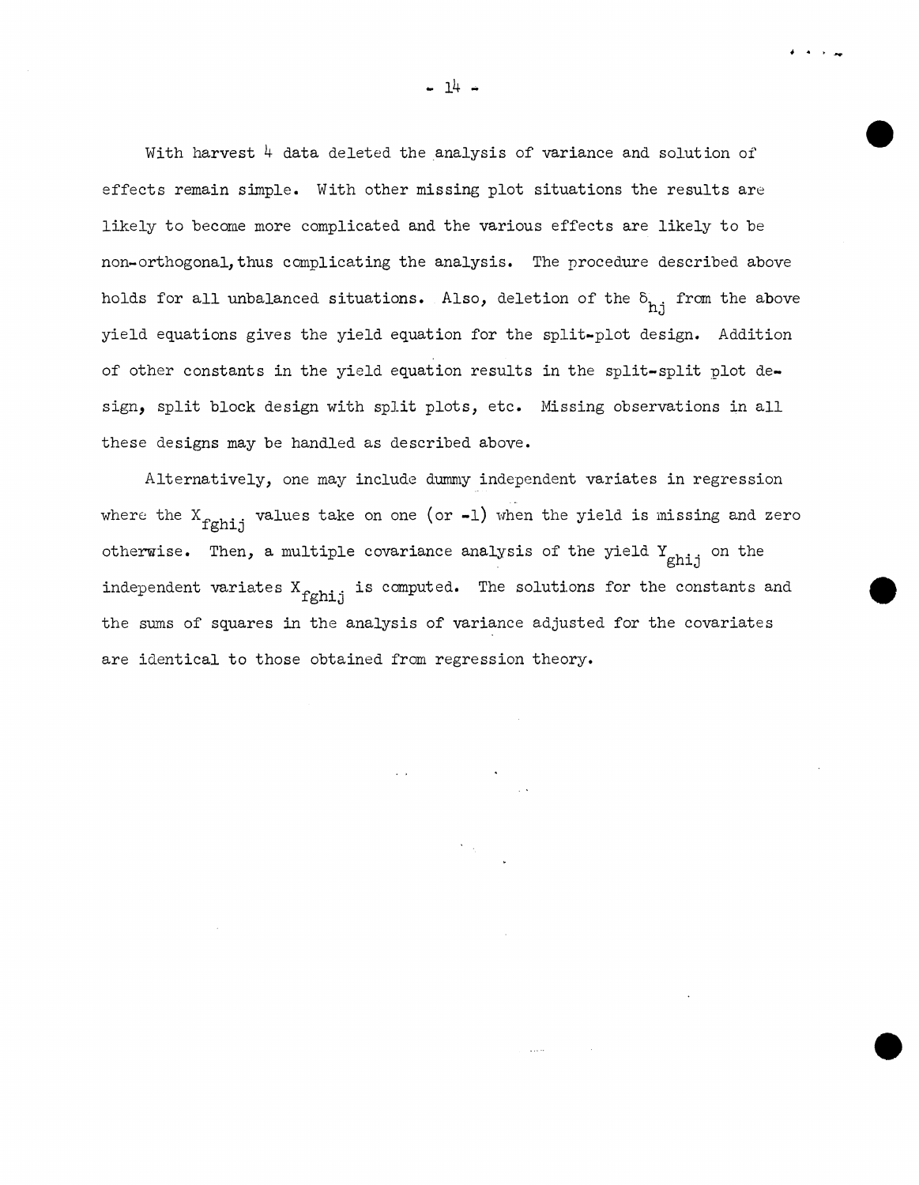With harvest 4 data deleted the analysis of variance and solution of effects remain simple. With other missing plot situations the results are likely to become more complicated and the various effects are likely to be non-orthogonal, thus complicating the analysis. The procedure described above holds for all unbalanced situations. Also, deletion of the $\delta_{hj}$ from the above yield equations gives the yield equation for the split-plot design. Addition of other constants in the yield equation results in the split-split plot design, split block design with split plots, etc. Missing observations in all these designs may be handled as described above.

Alternatively, one may include dummy independent variates in regression where the $X_{fghij}$ values take on one (or -1) when the yield is missing and zero otherwise. Then, a multiple covariance analysis of the yield $Y_{ghij}$ on the independent variates $X_{fghij}$ is computed. The solutions for the constants and the sums of squares in the analysis of variance adjusted for the covariates are identical to those obtained from regression theory.